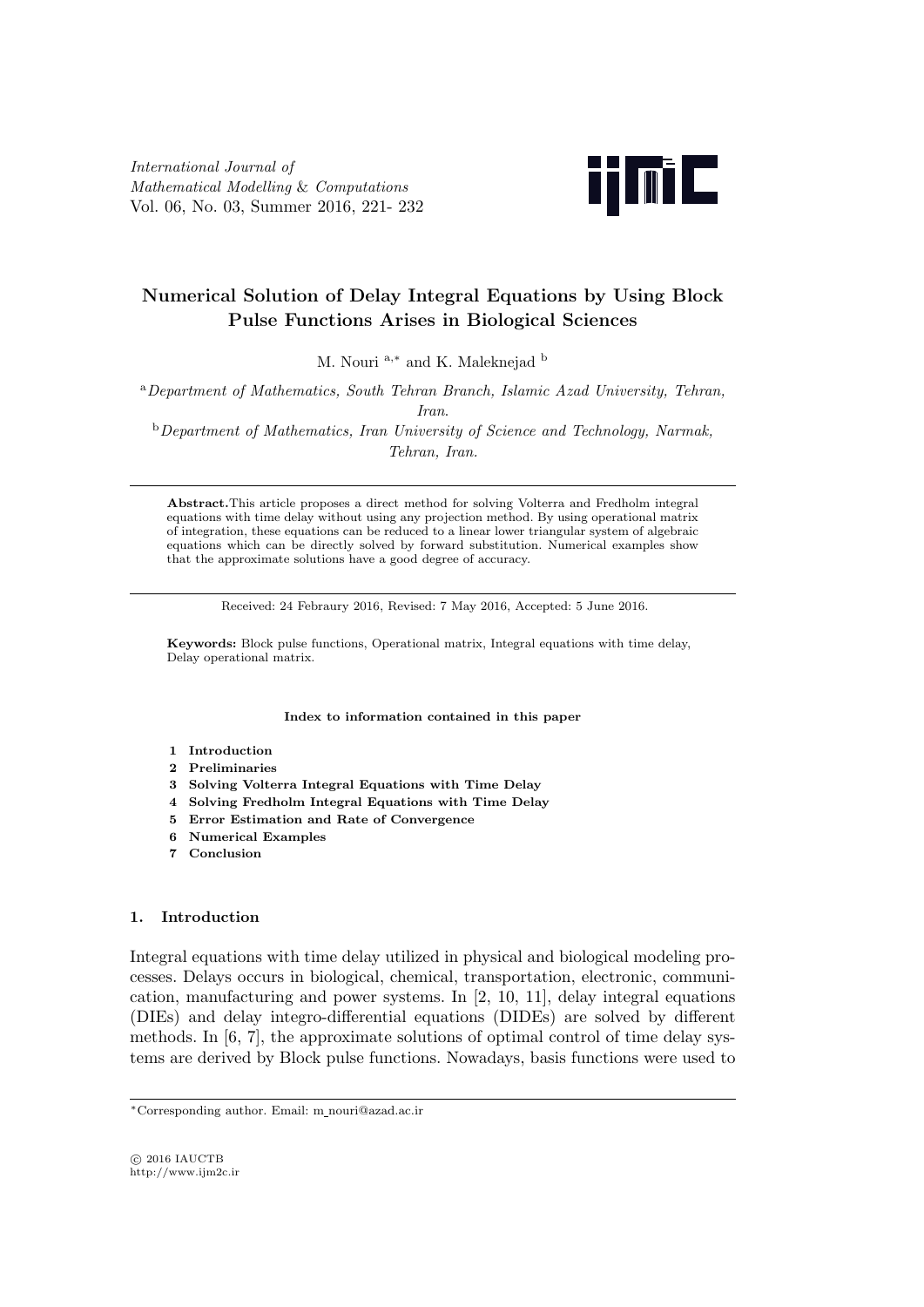*International Journal of Mathematical Modelling & Computations*
Vol. 06, No. 03, Summer 2016, 221- 232

# Numerical Solution of Delay Integral Equations by Using Block Pulse Functions Arises in Biological Sciences

M. Nouri [a,*] and K. Maleknejad [b]

[a] *Department of Mathematics, South Tehran Branch, Islamic Azad University, Tehran, Iran.*

[b] *Department of Mathematics, Iran University of Science and Technology, Narmak, Tehran, Iran.*

---

**Abstract.** This article proposes a direct method for solving Volterra and Fredholm integral equations with time delay without using any projection method. By using operational matrix of integration, these equations can be reduced to a linear lower triangular system of algebraic equations which can be directly solved by forward substitution. Numerical examples show that the approximate solutions have a good degree of accuracy.

---

Received: 24 Febraury 2016, Revised: 7 May 2016, Accepted: 5 June 2016.

**Keywords:** Block pulse functions, Operational matrix, Integral equations with time delay, Delay operational matrix.

**Index to information contained in this paper**

1. **Introduction**
2. **Preliminaries**
3. **Solving Volterra Integral Equations with Time Delay**
4. **Solving Fredholm Integral Equations with Time Delay**
5. **Error Estimation and Rate of Convergence**
6. **Numerical Examples**
7. **Conclusion**

## 1. Introduction

Integral equations with time delay utilized in physical and biological modeling processes. Delays occurs in biological, chemical, transportation, electronic, communication, manufacturing and power systems. In [2, 10, 11], delay integral equations (DIEs) and delay integro-differential equations (DIDEs) are solved by different methods. In [6, 7], the approximate solutions of optimal control of time delay systems are derived by Block pulse functions. Nowadays, basis functions were used to

*Corresponding author. Email: m_nouri@azad.ac.ir

© 2016 IAUCTB
http://www.ijm2c.ir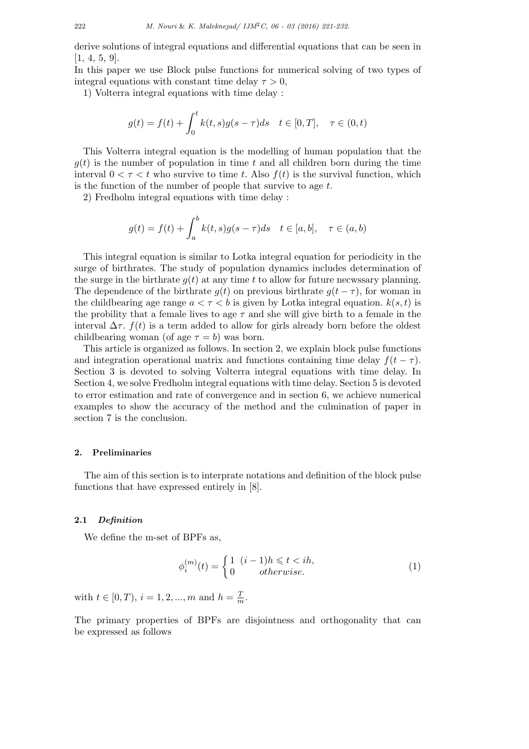derive solutions of integral equations and differential equations that can be seen in [1, 4, 5, 9].

In this paper we use Block pulse functions for numerical solving of two types of integral equations with constant time delay $\tau > 0$,

1) Volterra integral equations with time delay :

$$g(t) = f(t) + \int_0^t k(t,s)g(s-\tau)ds \quad t \in [0,T], \quad \tau \in (0,t)$$

This Volterra integral equation is the modelling of human population that the $g(t)$ is the number of population in time $t$ and all children born during the time interval $0 < \tau < t$ who survive to time $t$. Also $f(t)$ is the survival function, which is the function of the number of people that survive to age $t$.

2) Fredholm integral equations with time delay :

$$g(t) = f(t) + \int_a^b k(t,s)g(s-\tau)ds \quad t \in [a,b], \quad \tau \in (a,b)$$

This integral equation is similar to Lotka integral equation for periodicity in the surge of birthrates. The study of population dynamics includes determination of the surge in the birthrate $g(t)$ at any time $t$ to allow for future necwssary planning. The dependence of the birthrate $g(t)$ on previous birthrate $g(t-\tau)$, for woman in the childbearing age range $a < \tau < b$ is given by Lotka integral equation. $k(s,t)$ is the probility that a female lives to age $\tau$ and she will give birth to a female in the interval $\Delta\tau$. $f(t)$ is a term added to allow for girls already born before the oldest childbearing woman (of age $\tau = b$) was born.

This article is organized as follows. In section 2, we explain block pulse functions and integration operational matrix and functions containing time delay $f(t-\tau)$. Section 3 is devoted to solving Volterra integral equations with time delay. In Section 4, we solve Fredholm integral equations with time delay. Section 5 is devoted to error estimation and rate of convergence and in section 6, we achieve numerical examples to show the accuracy of the method and the culmination of paper in section 7 is the conclusion.

## 2. Preliminaries

The aim of this section is to interprate notations and definition of the block pulse functions that have expressed entirely in [8].

### 2.1 *Definition*

We define the m-set of BPFs as,

$$\phi_i^{(m)}(t) = \begin{cases} 1 & (i-1)h \leqslant t < ih, \\ 0 & otherwise. \end{cases} \tag{1}$$

with $t \in [0,T)$, $i = 1, 2, ..., m$ and $h = \frac{T}{m}$.

The primary properties of BPFs are disjointness and orthogonality that can be expressed as follows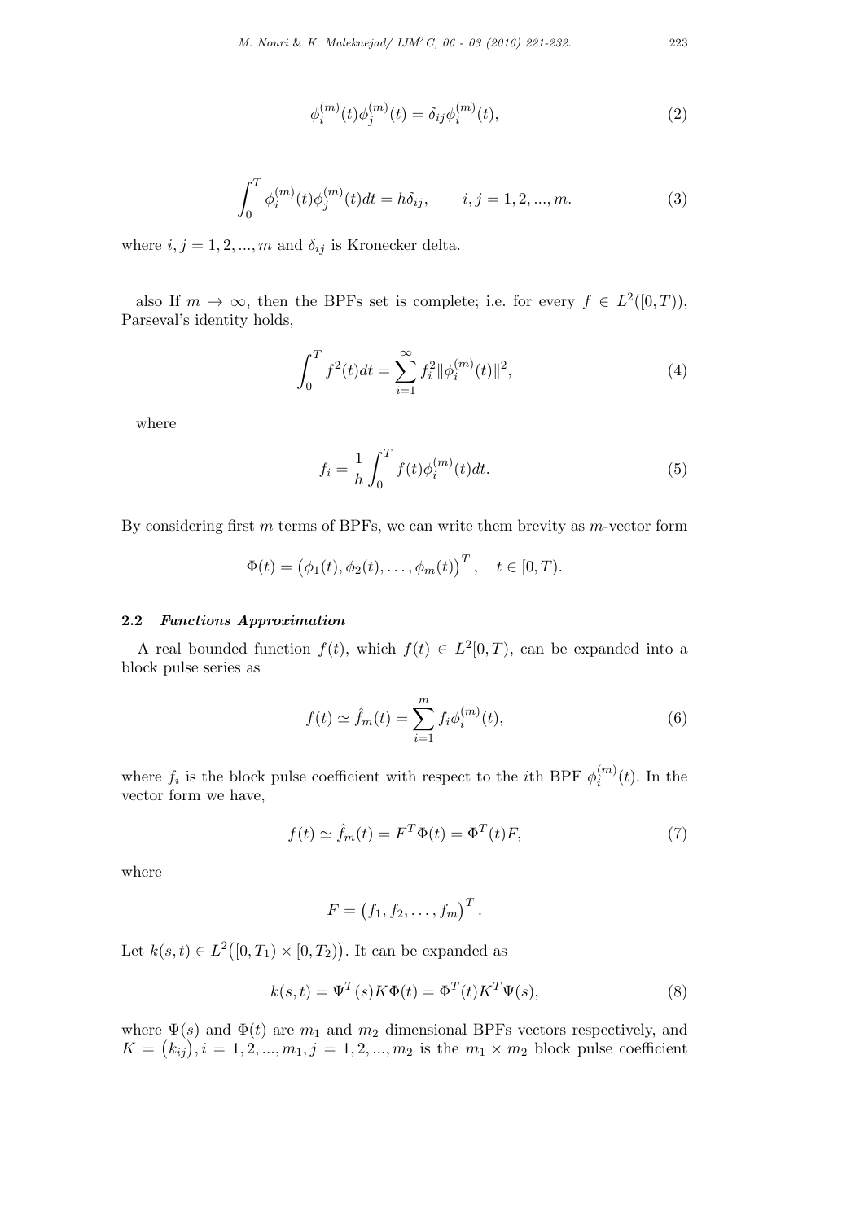$$\phi_i^{(m)}(t)\phi_j^{(m)}(t) = \delta_{ij}\phi_i^{(m)}(t), \tag{2}$$

$$\int_0^T \phi_i^{(m)}(t)\phi_j^{(m)}(t)dt = h\delta_{ij}, \qquad i,j = 1,2,...,m. \tag{3}$$

where $i,j = 1,2,...,m$ and $\delta_{ij}$ is Kronecker delta.

also If $m \to \infty$, then the BPFs set is complete; i.e. for every $f \in L^2([0,T))$, Parseval's identity holds,

$$\int_0^T f^2(t)dt = \sum_{i=1}^{\infty} f_i^2 \|\phi_i^{(m)}(t)\|^2, \tag{4}$$

where

$$f_i = \frac{1}{h}\int_0^T f(t)\phi_i^{(m)}(t)dt. \tag{5}$$

By considering first $m$ terms of BPFs, we can write them brevity as $m$-vector form

$$\Phi(t) = \big(\phi_1(t), \phi_2(t), \ldots, \phi_m(t)\big)^T, \quad t \in [0,T).$$

### 2.2 *Functions Approximation*

A real bounded function $f(t)$, which $f(t) \in L^2[0,T)$, can be expanded into a block pulse series as

$$f(t) \simeq \hat{f}_m(t) = \sum_{i=1}^{m} f_i\phi_i^{(m)}(t), \tag{6}$$

where $f_i$ is the block pulse coefficient with respect to the $i$th BPF $\phi_i^{(m)}(t)$. In the vector form we have,

$$f(t) \simeq \hat{f}_m(t) = F^T\Phi(t) = \Phi^T(t)F, \tag{7}$$

where

$$F = \big(f_1, f_2, \ldots, f_m\big)^T.$$

Let $k(s,t) \in L^2\big([0,T_1) \times [0,T_2)\big)$. It can be expanded as

$$k(s,t) = \Psi^T(s)K\Phi(t) = \Phi^T(t)K^T\Psi(s), \tag{8}$$

where $\Psi(s)$ and $\Phi(t)$ are $m_1$ and $m_2$ dimensional BPFs vectors respectively, and $K = \big(k_{ij}\big), i = 1,2,...,m_1, j = 1,2,...,m_2$ is the $m_1 \times m_2$ block pulse coefficient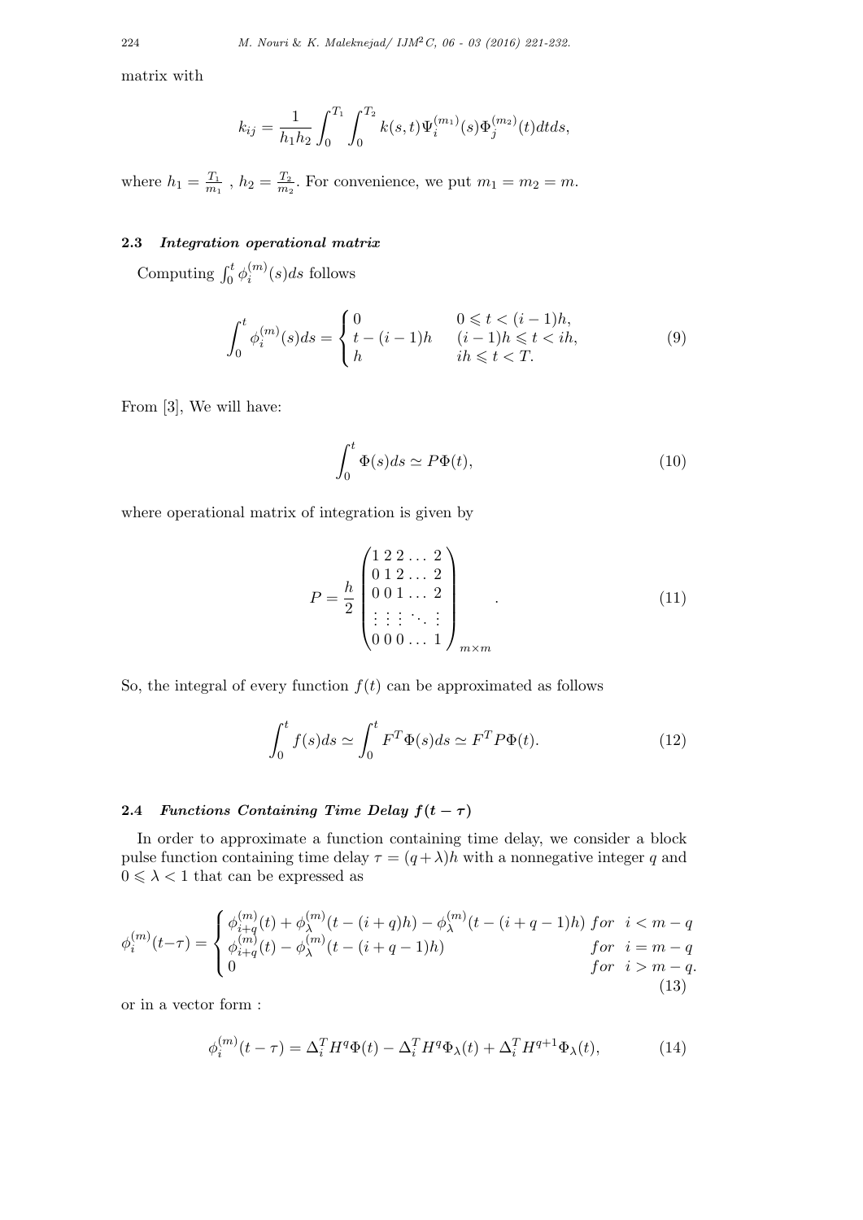matrix with

$$k_{ij} = \frac{1}{h_1 h_2} \int_0^{T_1} \int_0^{T_2} k(s,t) \Psi_i^{(m_1)}(s) \Phi_j^{(m_2)}(t) dt ds,$$

where $h_1 = \frac{T_1}{m_1}$ , $h_2 = \frac{T_2}{m_2}$. For convenience, we put $m_1 = m_2 = m$.

### 2.3 *Integration operational matrix*

Computing $\int_0^t \phi_i^{(m)}(s)ds$ follows

$$\int_0^t \phi_i^{(m)}(s)ds = \begin{cases} 0 & 0 \leqslant t < (i-1)h, \\ t-(i-1)h & (i-1)h \leqslant t < ih, \\ h & ih \leqslant t < T. \end{cases} \tag{9}$$

From [3], We will have:

$$\int_0^t \Phi(s) ds \simeq P\Phi(t), \tag{10}$$

where operational matrix of integration is given by

$$P = \frac{h}{2} \begin{pmatrix} 1 & 2 & 2 & \dots & 2 \\ 0 & 1 & 2 & \dots & 2 \\ 0 & 0 & 1 & \dots & 2 \\ \vdots & \vdots & \vdots & \ddots & \vdots \\ 0 & 0 & 0 & \dots & 1 \end{pmatrix}_{m \times m}. \tag{11}$$

So, the integral of every function $f(t)$ can be approximated as follows

$$\int_0^t f(s)ds \simeq \int_0^t F^T \Phi(s) ds \simeq F^T P \Phi(t). \tag{12}$$

### 2.4 *Functions Containing Time Delay $f(t-\tau)$*

In order to approximate a function containing time delay, we consider a block pulse function containing time delay $\tau = (q+\lambda)h$ with a nonnegative integer $q$ and $0 \leqslant \lambda < 1$ that can be expressed as

$$\phi_i^{(m)}(t-\tau) = \begin{cases} \phi_{i+q}^{(m)}(t) + \phi_\lambda^{(m)}(t-(i+q)h) - \phi_\lambda^{(m)}(t-(i+q-1)h) & for \quad i < m-q \\ \phi_{i+q}^{(m)}(t) - \phi_\lambda^{(m)}(t-(i+q-1)h) & for \quad i = m-q \\ 0 & for \quad i > m-q. \end{cases} \tag{13}$$

or in a vector form :

$$\phi_i^{(m)}(t-\tau) = \Delta_i^T H^q \Phi(t) - \Delta_i^T H^q \Phi_\lambda(t) + \Delta_i^T H^{q+1} \Phi_\lambda(t), \tag{14}$$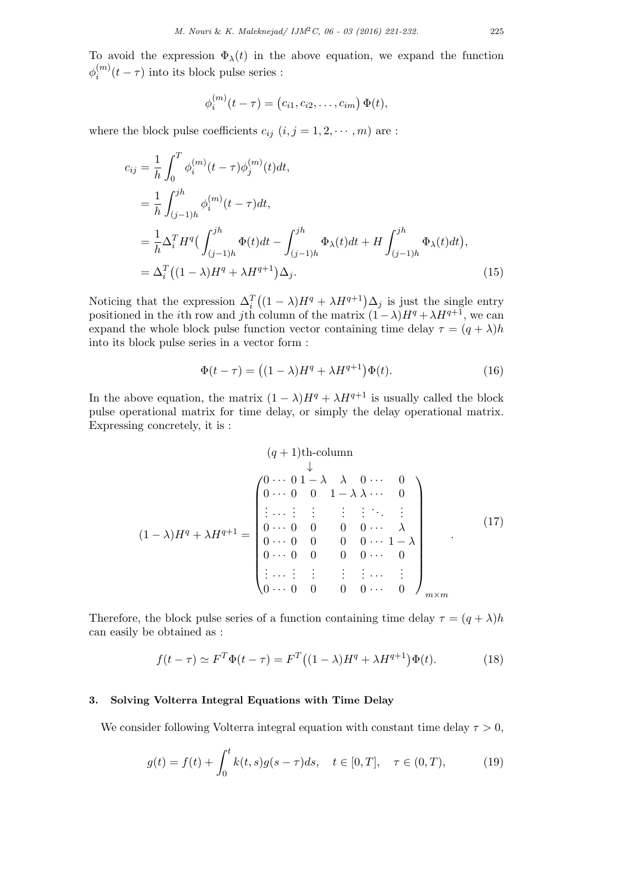To avoid the expression $\Phi_\lambda(t)$ in the above equation, we expand the function $\phi_i^{(m)}(t-\tau)$ into its block pulse series :

$$\phi_i^{(m)}(t-\tau) = \big(c_{i1}, c_{i2}, \ldots, c_{im}\big)\,\Phi(t),$$

where the block pulse coefficients $c_{ij}$ $(i, j = 1, 2, \cdots, m)$ are :

$$
\begin{aligned}
c_{ij} &= \frac{1}{h}\int_0^T \phi_i^{(m)}(t-\tau)\phi_j^{(m)}(t)dt,\\
&= \frac{1}{h}\int_{(j-1)h}^{jh} \phi_i^{(m)}(t-\tau)dt,\\
&= \frac{1}{h}\Delta_i^T H^q\Big(\int_{(j-1)h}^{jh}\Phi(t)dt - \int_{(j-1)h}^{jh}\Phi_\lambda(t)dt + H\int_{(j-1)h}^{jh}\Phi_\lambda(t)dt\Big),\\
&= \Delta_i^T\big((1-\lambda)H^q + \lambda H^{q+1}\big)\Delta_j.
\end{aligned}
\tag{15}
$$

Noticing that the expression $\Delta_i^T\big((1-\lambda)H^q + \lambda H^{q+1}\big)\Delta_j$ is just the single entry positioned in the $i$th row and $j$th column of the matrix $(1-\lambda)H^q + \lambda H^{q+1}$, we can expand the whole block pulse function vector containing time delay $\tau = (q+\lambda)h$ into its block pulse series in a vector form :

$$\Phi(t-\tau) = \big((1-\lambda)H^q + \lambda H^{q+1}\big)\Phi(t). \tag{16}$$

In the above equation, the matrix $(1-\lambda)H^q + \lambda H^{q+1}$ is usually called the block pulse operational matrix for time delay, or simply the delay operational matrix. Expressing concretely, it is :

$$
(1-\lambda)H^q + \lambda H^{q+1} =
\begin{pmatrix}
0 \cdots 0 & \overset{\overset{(q+1)\text{th-column}}{\downarrow}}{1-\lambda} & \lambda & 0 \cdots & 0\\
0 \cdots 0 & 0 & 1-\lambda & \lambda \cdots & 0\\
\vdots \cdots \vdots & \vdots & \vdots & \vdots \ \ddots & \vdots\\
0 \cdots 0 & 0 & 0 & 0 \cdots & \lambda\\
0 \cdots 0 & 0 & 0 & 0 \cdots & 1-\lambda\\
0 \cdots 0 & 0 & 0 & 0 \cdots & 0\\
\vdots \cdots \vdots & \vdots & \vdots & \vdots \cdots & \vdots\\
0 \cdots 0 & 0 & 0 & 0 \cdots & 0
\end{pmatrix}_{m\times m}.
\tag{17}
$$

Therefore, the block pulse series of a function containing time delay $\tau = (q+\lambda)h$ can easily be obtained as :

$$f(t-\tau) \simeq F^T\Phi(t-\tau) = F^T\big((1-\lambda)H^q + \lambda H^{q+1}\big)\Phi(t). \tag{18}$$

## 3. Solving Volterra Integral Equations with Time Delay

We consider following Volterra integral equation with constant time delay $\tau > 0$,

$$g(t) = f(t) + \int_0^t k(t,s)g(s-\tau)ds, \quad t \in [0,T], \quad \tau \in (0,T), \tag{19}$$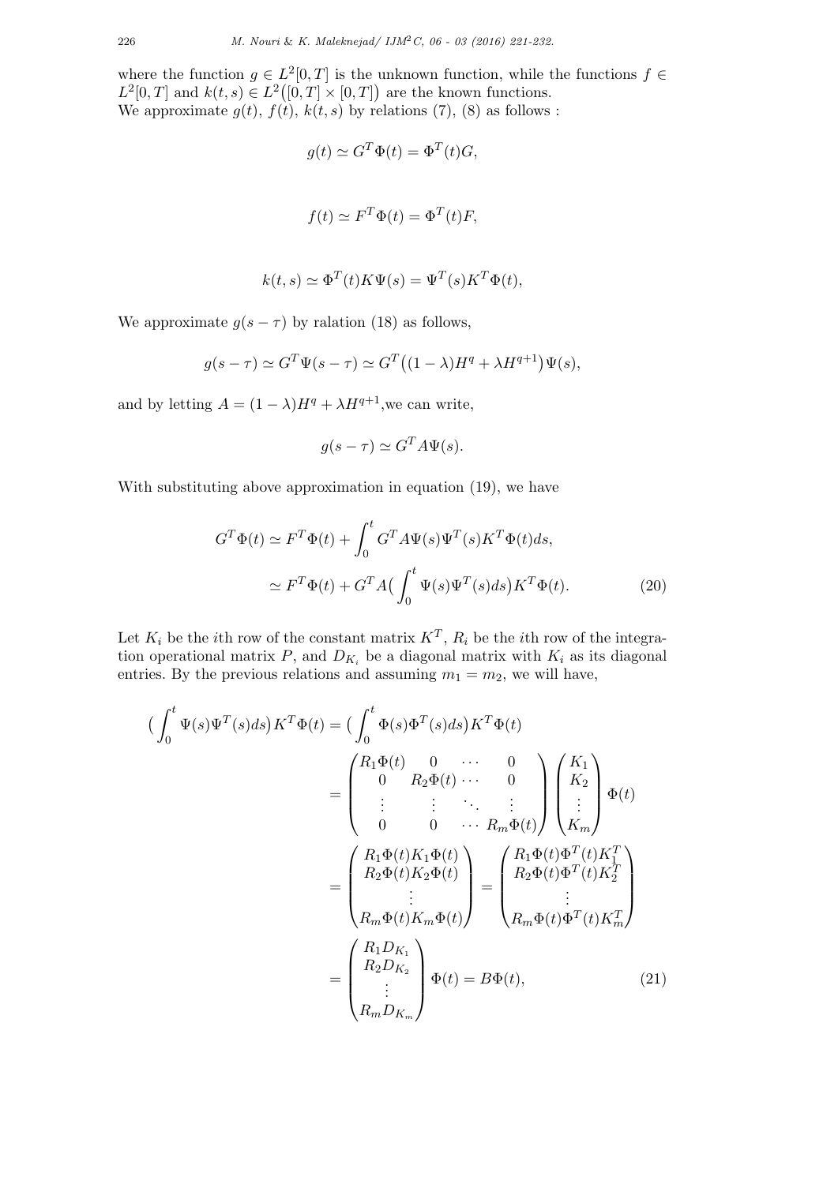where the function $g \in L^2[0,T]$ is the unknown function, while the functions $f \in L^2[0,T]$ and $k(t,s) \in L^2\big([0,T]\times[0,T]\big)$ are the known functions.
We approximate $g(t)$, $f(t)$, $k(t,s)$ by relations (7), (8) as follows :

$$g(t) \simeq G^T\Phi(t) = \Phi^T(t)G,$$

$$f(t) \simeq F^T\Phi(t) = \Phi^T(t)F,$$

$$k(t,s) \simeq \Phi^T(t)K\Psi(s) = \Psi^T(s)K^T\Phi(t),$$

We approximate $g(s-\tau)$ by ralation (18) as follows,

$$g(s-\tau) \simeq G^T\Psi(s-\tau) \simeq G^T\big((1-\lambda)H^q + \lambda H^{q+1}\big)\Psi(s),$$

and by letting $A = (1-\lambda)H^q + \lambda H^{q+1}$,we can write,

$$g(s-\tau) \simeq G^TA\Psi(s).$$

With substituting above approximation in equation (19), we have

$$\begin{aligned} G^T\Phi(t) &\simeq F^T\Phi(t) + \int_0^t G^TA\Psi(s)\Psi^T(s)K^T\Phi(t)ds, \\ &\simeq F^T\Phi(t) + G^TA\Big(\int_0^t \Psi(s)\Psi^T(s)ds\Big)K^T\Phi(t). \end{aligned} \tag{20}$$

Let $K_i$ be the $i$th row of the constant matrix $K^T$, $R_i$ be the $i$th row of the integration operational matrix $P$, and $D_{K_i}$ be a diagonal matrix with $K_i$ as its diagonal entries. By the previous relations and assuming $m_1 = m_2$, we will have,

$$\begin{aligned} \Big(\int_0^t \Psi(s)\Psi^T(s)ds\Big)K^T\Phi(t) &= \Big(\int_0^t \Phi(s)\Phi^T(s)ds\Big)K^T\Phi(t) \\ &= \begin{pmatrix} R_1\Phi(t) & 0 & \cdots & 0 \\ 0 & R_2\Phi(t) & \cdots & 0 \\ \vdots & \vdots & \ddots & \vdots \\ 0 & 0 & \cdots & R_m\Phi(t) \end{pmatrix} \begin{pmatrix} K_1 \\ K_2 \\ \vdots \\ K_m \end{pmatrix} \Phi(t) \\ &= \begin{pmatrix} R_1\Phi(t)K_1\Phi(t) \\ R_2\Phi(t)K_2\Phi(t) \\ \vdots \\ R_m\Phi(t)K_m\Phi(t) \end{pmatrix} = \begin{pmatrix} R_1\Phi(t)\Phi^T(t)K_1^T \\ R_2\Phi(t)\Phi^T(t)K_2^T \\ \vdots \\ R_m\Phi(t)\Phi^T(t)K_m^T \end{pmatrix} \\ &= \begin{pmatrix} R_1D_{K_1} \\ R_2D_{K_2} \\ \vdots \\ R_mD_{K_m} \end{pmatrix} \Phi(t) = B\Phi(t), \end{aligned} \tag{21}$$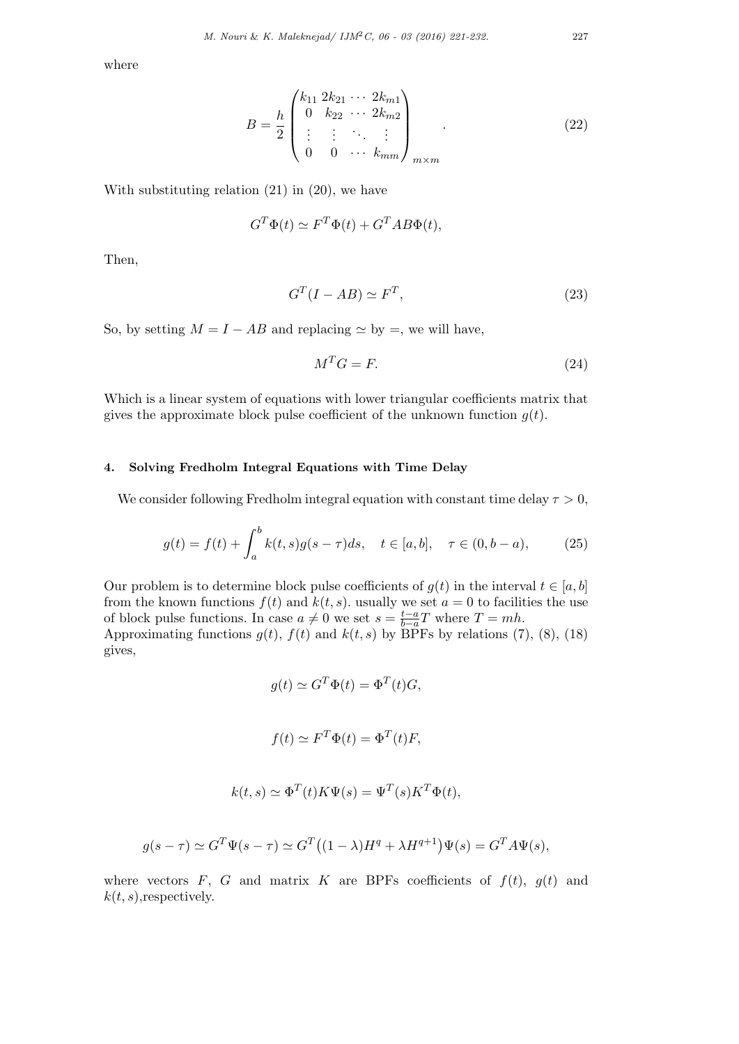where

$$
B = \frac{h}{2} \begin{pmatrix} k_{11} & 2k_{21} & \cdots & 2k_{m1} \\ 0 & k_{22} & \cdots & 2k_{m2} \\ \vdots & \vdots & \ddots & \vdots \\ 0 & 0 & \cdots & k_{mm} \end{pmatrix}_{m \times m} . \tag{22}
$$

With substituting relation (21) in (20), we have

$$
G^T \Phi(t) \simeq F^T \Phi(t) + G^T AB \Phi(t),
$$

Then,

$$
G^T (I - AB) \simeq F^T, \tag{23}
$$

So, by setting $M = I - AB$ and replacing $\simeq$ by $=$, we will have,

$$
M^T G = F. \tag{24}
$$

Which is a linear system of equations with lower triangular coefficients matrix that gives the approximate block pulse coefficient of the unknown function $g(t)$.

## 4. Solving Fredholm Integral Equations with Time Delay

We consider following Fredholm integral equation with constant time delay $\tau > 0$,

$$
g(t) = f(t) + \int_a^b k(t,s) g(s - \tau) ds, \quad t \in [a,b], \quad \tau \in (0, b-a), \tag{25}
$$

Our problem is to determine block pulse coefficients of $g(t)$ in the interval $t \in [a,b]$ from the known functions $f(t)$ and $k(t,s)$. usually we set $a = 0$ to facilities the use of block pulse functions. In case $a \neq 0$ we set $s = \frac{t-a}{b-a} T$ where $T = mh$.
Approximating functions $g(t)$, $f(t)$ and $k(t,s)$ by BPFs by relations (7), (8), (18) gives,

$$
g(t) \simeq G^T \Phi(t) = \Phi^T(t) G,
$$

$$
f(t) \simeq F^T \Phi(t) = \Phi^T(t) F,
$$

$$
k(t,s) \simeq \Phi^T(t) K \Psi(s) = \Psi^T(s) K^T \Phi(t),
$$

$$
g(s - \tau) \simeq G^T \Psi(s - \tau) \simeq G^T \big( (1 - \lambda) H^q + \lambda H^{q+1} \big) \Psi(s) = G^T A \Psi(s),
$$

where vectors $F$, $G$ and matrix $K$ are BPFs coefficients of $f(t)$, $g(t)$ and $k(t,s)$,respectively.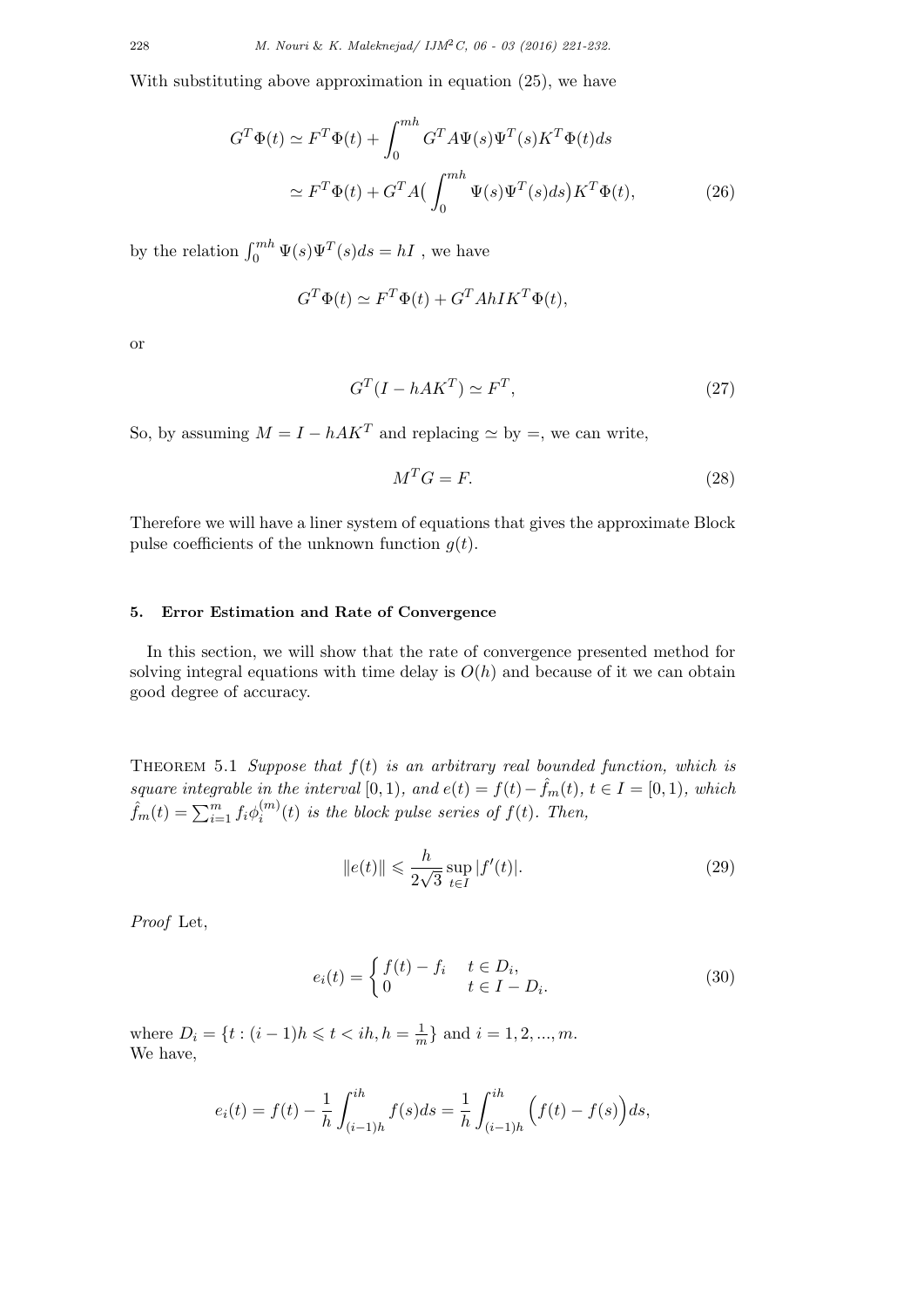With substituting above approximation in equation (25), we have

$$
\begin{aligned}
G^T\Phi(t) &\simeq F^T\Phi(t) + \int_0^{mh} G^T A\Psi(s)\Psi^T(s)K^T\Phi(t)ds \\
&\simeq F^T\Phi(t) + G^T A\big(\int_0^{mh}\Psi(s)\Psi^T(s)ds\big)K^T\Phi(t),
\end{aligned}
\tag{26}
$$

by the relation $\int_0^{mh}\Psi(s)\Psi^T(s)ds = hI$ , we have

$$
G^T\Phi(t) \simeq F^T\Phi(t) + G^T AhIK^T\Phi(t),
$$

or

$$
G^T(I - hAK^T) \simeq F^T,
\tag{27}
$$

So, by assuming $M = I - hAK^T$ and replacing $\simeq$ by $=$, we can write,

$$
M^T G = F.
\tag{28}
$$

Therefore we will have a liner system of equations that gives the approximate Block pulse coefficients of the unknown function $g(t)$.

## 5. Error Estimation and Rate of Convergence

In this section, we will show that the rate of convergence presented method for solving integral equations with time delay is $O(h)$ and because of it we can obtain good degree of accuracy.

THEOREM 5.1 *Suppose that $f(t)$ is an arbitrary real bounded function, which is square integrable in the interval $[0,1)$, and $e(t) = f(t) - \hat{f}_m(t)$, $t \in I = [0,1)$, which $\hat{f}_m(t) = \sum_{i=1}^{m} f_i\phi_i^{(m)}(t)$ is the block pulse series of $f(t)$. Then,*

$$
\|e(t)\| \leqslant \frac{h}{2\sqrt{3}} \sup_{t\in I} |f'(t)|.
\tag{29}
$$

*Proof* Let,

$$
e_i(t) = \begin{cases} f(t) - f_i & t \in D_i, \\ 0 & t \in I - D_i. \end{cases}
\tag{30}
$$

where $D_i = \{t : (i-1)h \leqslant t < ih, h = \frac{1}{m}\}$ and $i = 1, 2, ..., m$.
We have,

$$
e_i(t) = f(t) - \frac{1}{h}\int_{(i-1)h}^{ih} f(s)ds = \frac{1}{h}\int_{(i-1)h}^{ih}\Big(f(t) - f(s)\Big)ds,
$$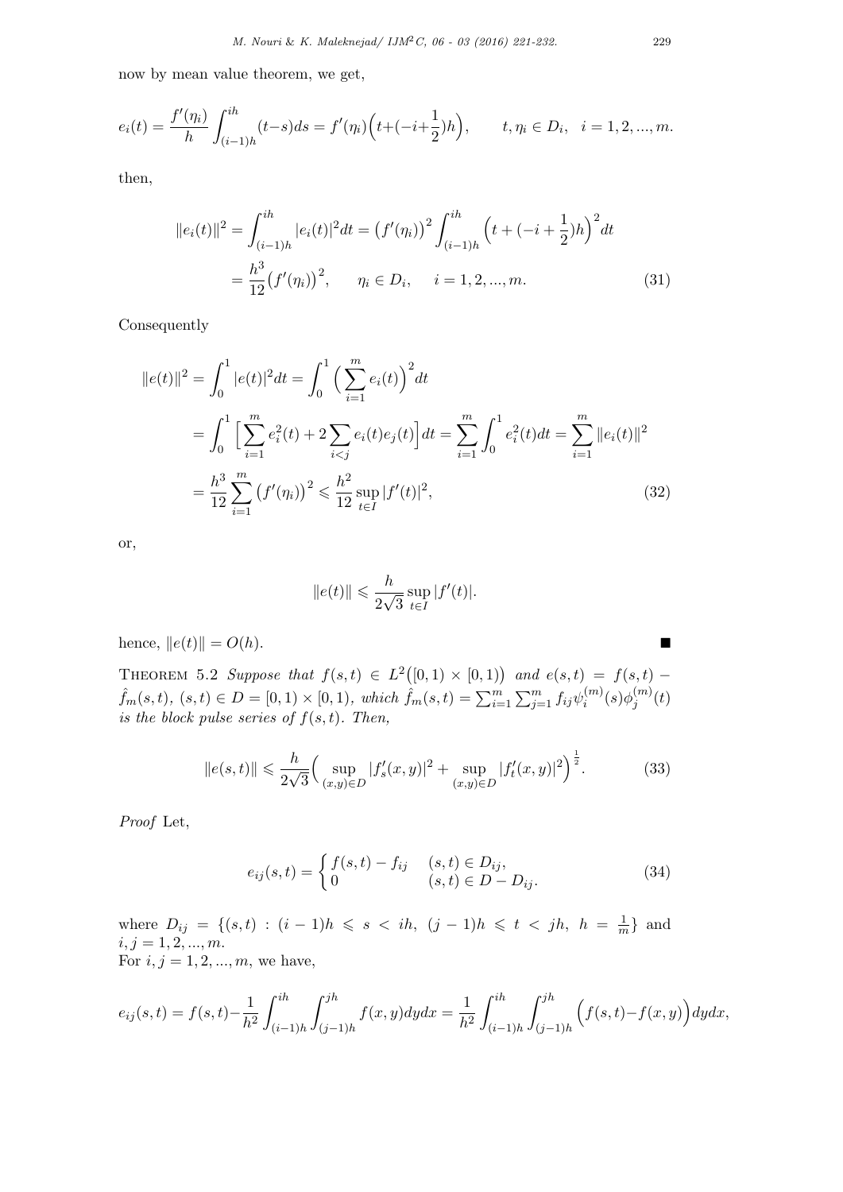now by mean value theorem, we get,

$$e_i(t) = \frac{f'(\eta_i)}{h}\int_{(i-1)h}^{ih}(t-s)ds = f'(\eta_i)\Big(t+(-i+\frac{1}{2})h\Big), \qquad t, \eta_i \in D_i, \quad i = 1, 2, ..., m.$$

then,

$$\begin{aligned}
\|e_i(t)\|^2 &= \int_{(i-1)h}^{ih}|e_i(t)|^2 dt = \big(f'(\eta_i)\big)^2 \int_{(i-1)h}^{ih}\Big(t+(-i+\frac{1}{2})h\Big)^2 dt \\
&= \frac{h^3}{12}\big(f'(\eta_i)\big)^2, \qquad \eta_i \in D_i, \qquad i = 1, 2, ..., m. \qquad (31)
\end{aligned}$$

Consequently

$$\begin{aligned}
\|e(t)\|^2 &= \int_0^1 |e(t)|^2 dt = \int_0^1 \Big(\sum_{i=1}^m e_i(t)\Big)^2 dt \\
&= \int_0^1 \Big[\sum_{i=1}^m e_i^2(t) + 2\sum_{i<j} e_i(t)e_j(t)\Big]dt = \sum_{i=1}^m \int_0^1 e_i^2(t)dt = \sum_{i=1}^m \|e_i(t)\|^2 \\
&= \frac{h^3}{12}\sum_{i=1}^m \big(f'(\eta_i)\big)^2 \leqslant \frac{h^2}{12}\sup_{t\in I}|f'(t)|^2, \qquad (32)
\end{aligned}$$

or,

$$\|e(t)\| \leqslant \frac{h}{2\sqrt{3}}\sup_{t\in I}|f'(t)|.$$

hence, $\|e(t)\| = O(h)$. ■

Theorem 5.2 *Suppose that $f(s,t) \in L^2\big([0,1)\times[0,1)\big)$ and $e(s,t) = f(s,t) - \hat{f}_m(s,t)$, $(s,t) \in D = [0,1)\times[0,1)$, which $\hat{f}_m(s,t) = \sum_{i=1}^m\sum_{j=1}^m f_{ij}\psi_i^{(m)}(s)\phi_j^{(m)}(t)$ is the block pulse series of $f(s,t)$. Then,*

$$\|e(s,t)\| \leqslant \frac{h}{2\sqrt{3}}\Big(\sup_{(x,y)\in D}|f_s'(x,y)|^2 + \sup_{(x,y)\in D}|f_t'(x,y)|^2\Big)^{\frac{1}{2}}. \qquad (33)$$

*Proof* Let,

$$e_{ij}(s,t) = \begin{cases} f(s,t) - f_{ij} & (s,t) \in D_{ij}, \\ 0 & (s,t) \in D - D_{ij}. \end{cases} \qquad (34)$$

where $D_{ij} = \{(s,t) : (i-1)h \leqslant s < ih,\ (j-1)h \leqslant t < jh,\ h = \frac{1}{m}\}$ and $i, j = 1, 2, ..., m$.
For $i, j = 1, 2, ..., m$, we have,

$$e_{ij}(s,t) = f(s,t) - \frac{1}{h^2}\int_{(i-1)h}^{ih}\int_{(j-1)h}^{jh} f(x,y)dydx = \frac{1}{h^2}\int_{(i-1)h}^{ih}\int_{(j-1)h}^{jh}\Big(f(s,t) - f(x,y)\Big)dydx,$$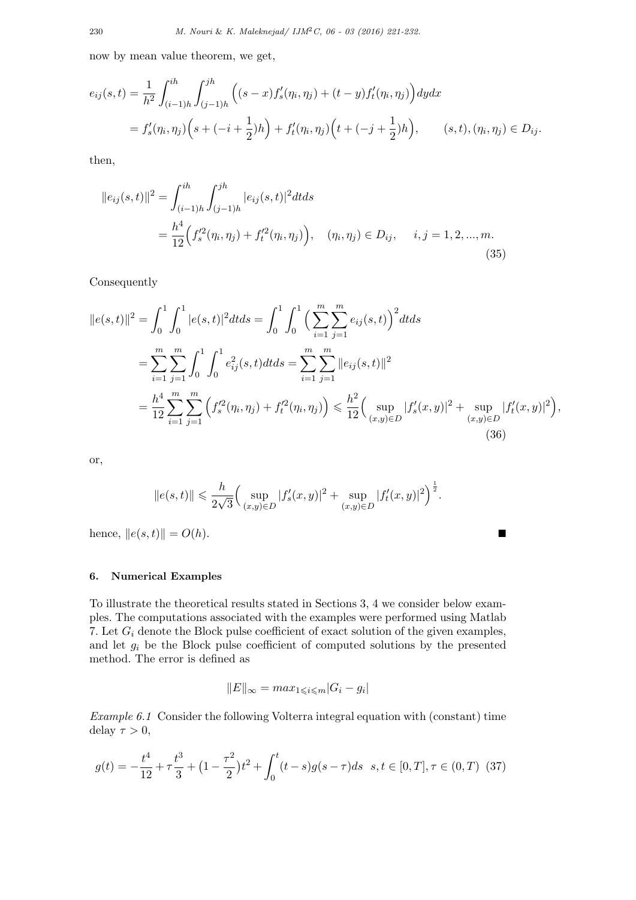now by mean value theorem, we get,

$$
\begin{aligned}
e_{ij}(s,t) &= \frac{1}{h^2}\int_{(i-1)h}^{ih}\int_{(j-1)h}^{jh}\Big((s-x)f_s'(\eta_i,\eta_j)+(t-y)f_t'(\eta_i,\eta_j)\Big)dydx \\
&= f_s'(\eta_i,\eta_j)\Big(s+(-i+\frac{1}{2})h\Big)+f_t'(\eta_i,\eta_j)\Big(t+(-j+\frac{1}{2})h\Big), \qquad (s,t),(\eta_i,\eta_j)\in D_{ij}.
\end{aligned}
$$

then,

$$
\begin{aligned}
\|e_{ij}(s,t)\|^2 &= \int_{(i-1)h}^{ih}\int_{(j-1)h}^{jh}|e_{ij}(s,t)|^2 dtds \\
&= \frac{h^4}{12}\Big(f_s'^2(\eta_i,\eta_j)+f_t'^2(\eta_i,\eta_j)\Big), \quad (\eta_i,\eta_j)\in D_{ij}, \quad i,j=1,2,...,m.
\end{aligned} \tag{35}
$$

Consequently

$$
\begin{aligned}
\|e(s,t)\|^2 &= \int_0^1\int_0^1 |e(s,t)|^2 dtds = \int_0^1\int_0^1\Big(\sum_{i=1}^m\sum_{j=1}^m e_{ij}(s,t)\Big)^2 dtds \\
&= \sum_{i=1}^m\sum_{j=1}^m\int_0^1\int_0^1 e_{ij}^2(s,t)dtds = \sum_{i=1}^m\sum_{j=1}^m\|e_{ij}(s,t)\|^2 \\
&= \frac{h^4}{12}\sum_{i=1}^m\sum_{j=1}^m\Big(f_s'^2(\eta_i,\eta_j)+f_t'^2(\eta_i,\eta_j)\Big) \leqslant \frac{h^2}{12}\Big(\sup_{(x,y)\in D}|f_s'(x,y)|^2+\sup_{(x,y)\in D}|f_t'(x,y)|^2\Big),
\end{aligned} \tag{36}
$$

or,

$$
\|e(s,t)\| \leqslant \frac{h}{2\sqrt{3}}\Big(\sup_{(x,y)\in D}|f_s'(x,y)|^2+\sup_{(x,y)\in D}|f_t'(x,y)|^2\Big)^{\frac{1}{2}}.
$$

hence, $\|e(s,t)\| = O(h)$. ■

## 6. Numerical Examples

To illustrate the theoretical results stated in Sections 3, 4 we consider below examples. The computations associated with the examples were performed using Matlab 7. Let $G_i$ denote the Block pulse coefficient of exact solution of the given examples, and let $g_i$ be the Block pulse coefficient of computed solutions by the presented method. The error is defined as

$$
\|E\|_\infty = max_{1\leqslant i\leqslant m}|G_i - g_i|
$$

*Example 6.1* Consider the following Volterra integral equation with (constant) time delay $\tau > 0$,

$$
g(t) = -\frac{t^4}{12}+\tau\frac{t^3}{3}+\big(1-\frac{\tau^2}{2}\big)t^2+\int_0^t (t-s)g(s-\tau)ds \quad s,t\in[0,T], \tau\in(0,T) \tag{37}
$$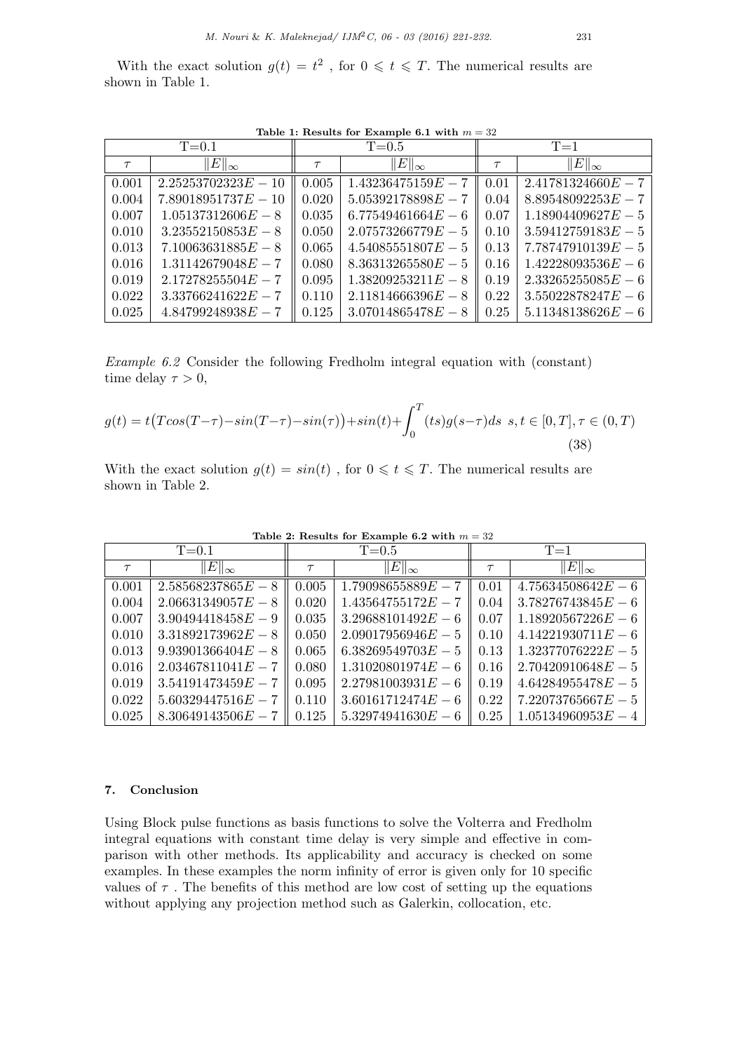With the exact solution $g(t) = t^2$ , for $0 \leqslant t \leqslant T$. The numerical results are shown in Table 1.

**Table 1: Results for Example 6.1 with $m = 32$**

| T=0.1 | | T=0.5 | | T=1 | |
|---|---|---|---|---|---|
| $\tau$ | $\Vert E\Vert_\infty$ | $\tau$ | $\Vert E\Vert_\infty$ | $\tau$ | $\Vert E\Vert_\infty$ |
| 0.001 | $2.25253702323E-10$ | 0.005 | $1.43236475159E-7$ | 0.01 | $2.41781324660E-7$ |
| 0.004 | $7.89018951737E-10$ | 0.020 | $5.05392178898E-7$ | 0.04 | $8.89548092253E-7$ |
| 0.007 | $1.05137312606E-8$ | 0.035 | $6.77549461664E-6$ | 0.07 | $1.18904409627E-5$ |
| 0.010 | $3.23552150853E-8$ | 0.050 | $2.07573266779E-5$ | 0.10 | $3.59412759183E-5$ |
| 0.013 | $7.10063631885E-8$ | 0.065 | $4.54085551807E-5$ | 0.13 | $7.78747910139E-5$ |
| 0.016 | $1.31142679048E-7$ | 0.080 | $8.36313265580E-5$ | 0.16 | $1.42228093536E-6$ |
| 0.019 | $2.17278255504E-7$ | 0.095 | $1.38209253211E-8$ | 0.19 | $2.33265255085E-6$ |
| 0.022 | $3.33766241622E-7$ | 0.110 | $2.11814666396E-8$ | 0.22 | $3.55022878247E-6$ |
| 0.025 | $4.84799248938E-7$ | 0.125 | $3.07014865478E-8$ | 0.25 | $5.11348138626E-6$ |

*Example 6.2* Consider the following Fredholm integral equation with (constant) time delay $\tau > 0$,

$$g(t) = t\big(Tcos(T-\tau)-sin(T-\tau)-sin(\tau)\big)+sin(t)+\int_0^T (ts)g(s-\tau)ds \;\; s,t \in [0,T], \tau \in (0,T) \tag{38}$$

With the exact solution $g(t) = sin(t)$ , for $0 \leqslant t \leqslant T$. The numerical results are shown in Table 2.

**Table 2: Results for Example 6.2 with $m = 32$**

| T=0.1 | | T=0.5 | | T=1 | |
|---|---|---|---|---|---|
| $\tau$ | $\Vert E\Vert_\infty$ | $\tau$ | $\Vert E\Vert_\infty$ | $\tau$ | $\Vert E\Vert_\infty$ |
| 0.001 | $2.58568237865E-8$ | 0.005 | $1.79098655889E-7$ | 0.01 | $4.75634508642E-6$ |
| 0.004 | $2.06631349057E-8$ | 0.020 | $1.43564755172E-7$ | 0.04 | $3.78276743845E-6$ |
| 0.007 | $3.90494418458E-9$ | 0.035 | $3.29688101492E-6$ | 0.07 | $1.18920567226E-6$ |
| 0.010 | $3.31892173962E-8$ | 0.050 | $2.09017956946E-5$ | 0.10 | $4.14221930711E-6$ |
| 0.013 | $9.93901366404E-8$ | 0.065 | $6.38269549703E-5$ | 0.13 | $1.32377076222E-5$ |
| 0.016 | $2.03467811041E-7$ | 0.080 | $1.31020801974E-6$ | 0.16 | $2.70420910648E-5$ |
| 0.019 | $3.54191473459E-7$ | 0.095 | $2.27981003931E-6$ | 0.19 | $4.64284955478E-5$ |
| 0.022 | $5.60329447516E-7$ | 0.110 | $3.60161712474E-6$ | 0.22 | $7.22073765667E-5$ |
| 0.025 | $8.30649143506E-7$ | 0.125 | $5.32974941630E-6$ | 0.25 | $1.05134960953E-4$ |

## 7. Conclusion

Using Block pulse functions as basis functions to solve the Volterra and Fredholm integral equations with constant time delay is very simple and effective in comparison with other methods. Its applicability and accuracy is checked on some examples. In these examples the norm infinity of error is given only for 10 specific values of $\tau$ . The benefits of this method are low cost of setting up the equations without applying any projection method such as Galerkin, collocation, etc.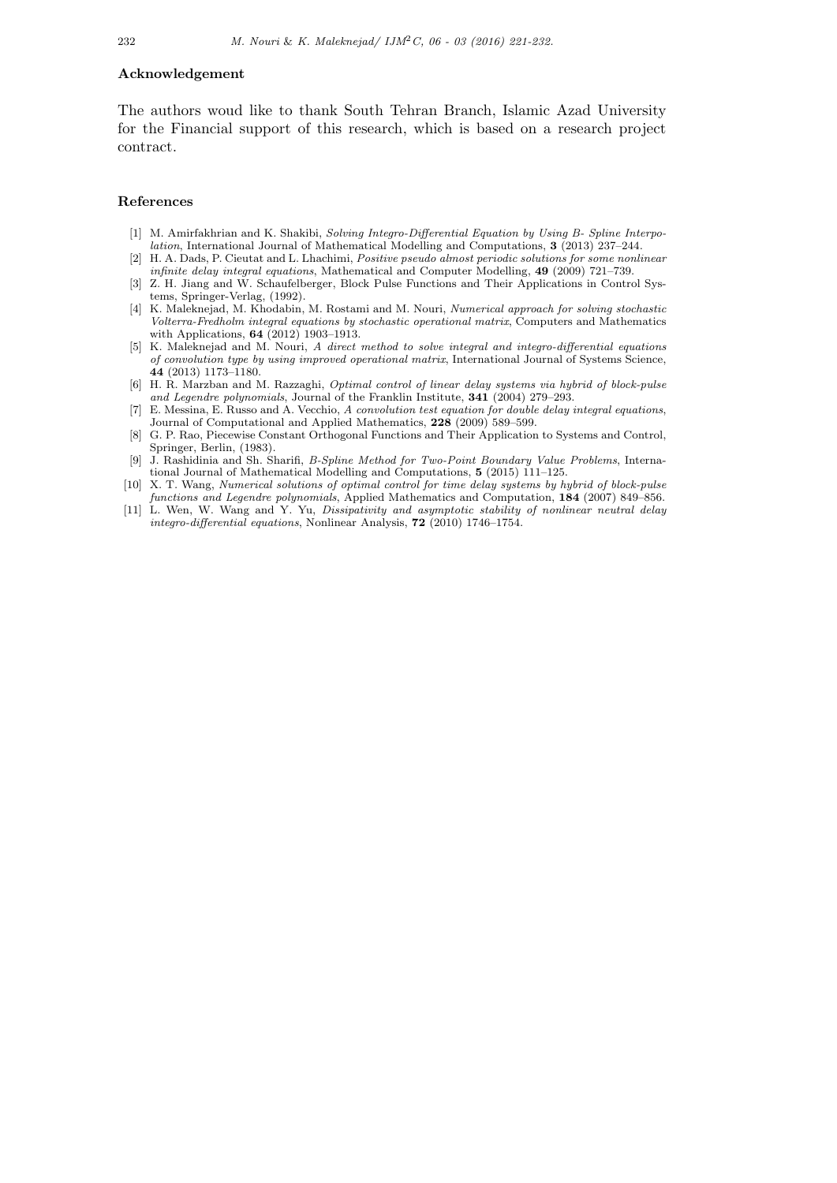## Acknowledgement

The authors woud like to thank South Tehran Branch, Islamic Azad University for the Financial support of this research, which is based on a research project contract.

## References

[1] M. Amirfakhrian and K. Shakibi, *Solving Integro-Differential Equation by Using B- Spline Interpolation*, International Journal of Mathematical Modelling and Computations, **3** (2013) 237–244.

[2] H. A. Dads, P. Cieutat and L. Lhachimi, *Positive pseudo almost periodic solutions for some nonlinear infinite delay integral equations*, Mathematical and Computer Modelling, **49** (2009) 721–739.

[3] Z. H. Jiang and W. Schaufelberger, Block Pulse Functions and Their Applications in Control Systems, Springer-Verlag, (1992).

[4] K. Maleknejad, M. Khodabin, M. Rostami and M. Nouri, *Numerical approach for solving stochastic Volterra-Fredholm integral equations by stochastic operational matrix*, Computers and Mathematics with Applications, **64** (2012) 1903–1913.

[5] K. Maleknejad and M. Nouri, *A direct method to solve integral and integro-differential equations of convolution type by using improved operational matrix*, International Journal of Systems Science, **44** (2013) 1173–1180.

[6] H. R. Marzban and M. Razzaghi, *Optimal control of linear delay systems via hybrid of block-pulse and Legendre polynomials*, Journal of the Franklin Institute, **341** (2004) 279–293.

[7] E. Messina, E. Russo and A. Vecchio, *A convolution test equation for double delay integral equations*, Journal of Computational and Applied Mathematics, **228** (2009) 589–599.

[8] G. P. Rao, Piecewise Constant Orthogonal Functions and Their Application to Systems and Control, Springer, Berlin, (1983).

[9] J. Rashidinia and Sh. Sharifi, *B-Spline Method for Two-Point Boundary Value Problems*, International Journal of Mathematical Modelling and Computations, **5** (2015) 111–125.

[10] X. T. Wang, *Numerical solutions of optimal control for time delay systems by hybrid of block-pulse functions and Legendre polynomials*, Applied Mathematics and Computation, **184** (2007) 849–856.

[11] L. Wen, W. Wang and Y. Yu, *Dissipativity and asymptotic stability of nonlinear neutral delay integro-differential equations*, Nonlinear Analysis, **72** (2010) 1746–1754.